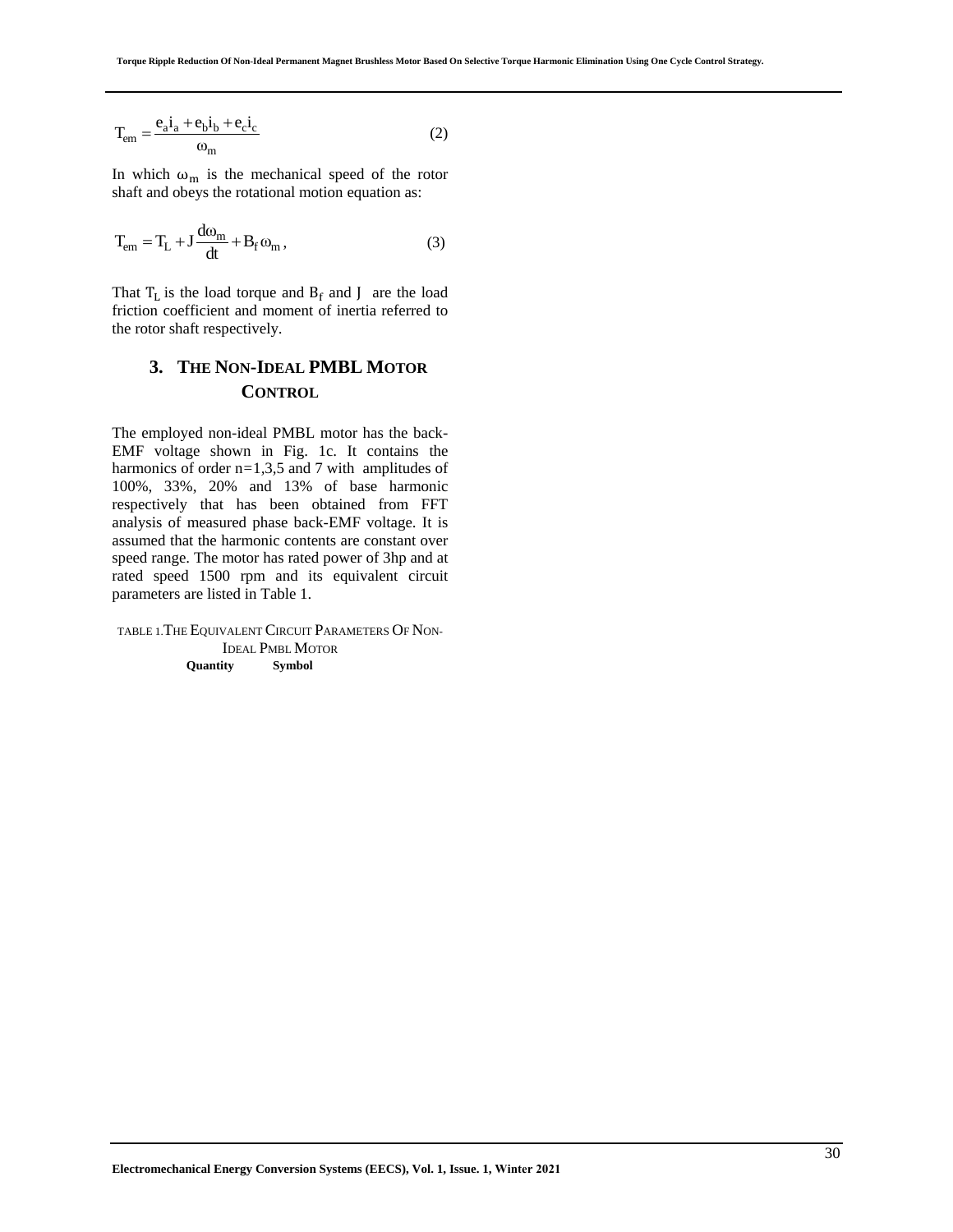$$T_{em} = \frac{e_a i_a + e_b i_b + e_c i_c}{\omega_m} \qquad (2)$$

In which $\omega_m$ is the mechanical speed of the rotor shaft and obeys the rotational motion equation as:

$$T_{em} = T_L + J\frac{d\omega_m}{dt} + B_f \omega_m , \qquad (3)$$

That $T_L$ is the load torque and $B_f$ and $J$ are the load friction coefficient and moment of inertia referred to the rotor shaft respectively.

## 3. The Non-Ideal PMBL Motor Control

The employed non-ideal PMBL motor has the back-EMF voltage shown in Fig. 1c. It contains the harmonics of order n=1,3,5 and 7 with amplitudes of 100%, 33%, 20% and 13% of base harmonic respectively that has been obtained from FFT analysis of measured phase back-EMF voltage. It is assumed that the harmonic contents are constant over speed range. The motor has rated power of 3hp and at rated speed 1500 rpm and its equivalent circuit parameters are listed in Table 1.

TABLE 1. The Equivalent Circuit Parameters Of Non-Ideal PMBL Motor

| Quantity | Symbol |
| --- | --- |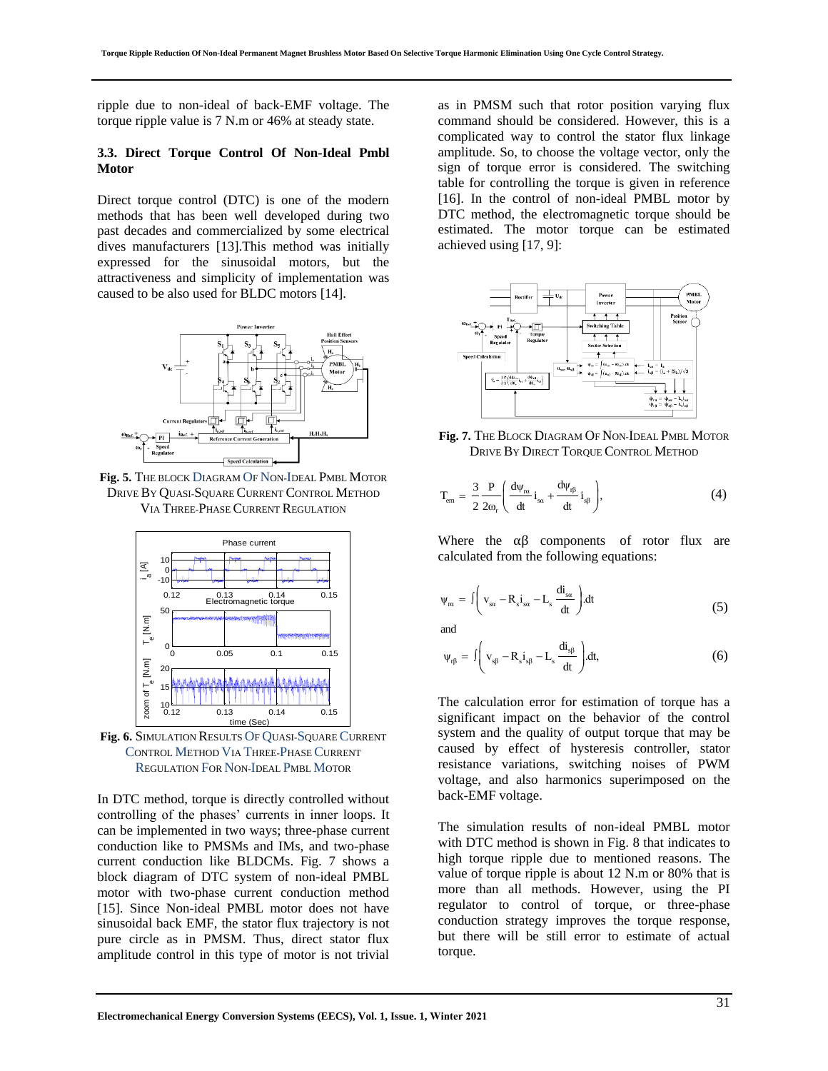ripple due to non-ideal of back-EMF voltage. The torque ripple value is 7 N.m or 46% at steady state.

### 3.3. Direct Torque Control Of Non-Ideal Pmbl Motor

Direct torque control (DTC) is one of the modern methods that has been well developed during two past decades and commercialized by some electrical dives manufacturers [13].This method was initially expressed for the sinusoidal motors, but the attractiveness and simplicity of implementation was caused to be also used for BLDC motors [14].

**Fig. 5.** THE BLOCK DIAGRAM OF NON-IDEAL PMBL MOTOR DRIVE BY QUASI-SQUARE CURRENT CONTROL METHOD VIA THREE-PHASE CURRENT REGULATION

**Fig. 6.** SIMULATION RESULTS OF QUASI-SQUARE CURRENT CONTROL METHOD VIA THREE-PHASE CURRENT REGULATION FOR NON-IDEAL PMBL MOTOR

In DTC method, torque is directly controlled without controlling of the phases' currents in inner loops. It can be implemented in two ways; three-phase current conduction like to PMSMs and IMs, and two-phase current conduction like BLDCMs. Fig. 7 shows a block diagram of DTC system of non-ideal PMBL motor with two-phase current conduction method [15]. Since Non-ideal PMBL motor does not have sinusoidal back EMF, the stator flux trajectory is not pure circle as in PMSM. Thus, direct stator flux amplitude control in this type of motor is not trivial as in PMSM such that rotor position varying flux command should be considered. However, this is a complicated way to control the stator flux linkage amplitude. So, to choose the voltage vector, only the sign of torque error is considered. The switching table for controlling the torque is given in reference [16]. In the control of non-ideal PMBL motor by DTC method, the electromagnetic torque should be estimated. The motor torque can be estimated achieved using [17, 9]:

**Fig. 7.** THE BLOCK DIAGRAM OF NON-IDEAL PMBL MOTOR DRIVE BY DIRECT TORQUE CONTROL METHOD

$$T_{em} = \frac{3}{2}\frac{P}{2\omega_r}\left(\frac{d\psi_{r\alpha}}{dt}i_{s\alpha} + \frac{d\psi_{r\beta}}{dt}i_{s\beta}\right), \tag{4}$$

Where the αβ components of rotor flux are calculated from the following equations:

$$\psi_{r\alpha} = \int\left(v_{s\alpha} - R_s i_{s\alpha} - L_s\frac{di_{s\alpha}}{dt}\right).dt \tag{5}$$

and

$$\psi_{r\beta} = \int\left(v_{s\beta} - R_s i_{s\beta} - L_s\frac{di_{s\beta}}{dt}\right).dt, \tag{6}$$

The calculation error for estimation of torque has a significant impact on the behavior of the control system and the quality of output torque that may be caused by effect of hysteresis controller, stator resistance variations, switching noises of PWM voltage, and also harmonics superimposed on the back-EMF voltage.

The simulation results of non-ideal PMBL motor with DTC method is shown in Fig. 8 that indicates to high torque ripple due to mentioned reasons. The value of torque ripple is about 12 N.m or 80% that is more than all methods. However, using the PI regulator to control of torque, or three-phase conduction strategy improves the torque response, but there will be still error to estimate of actual torque.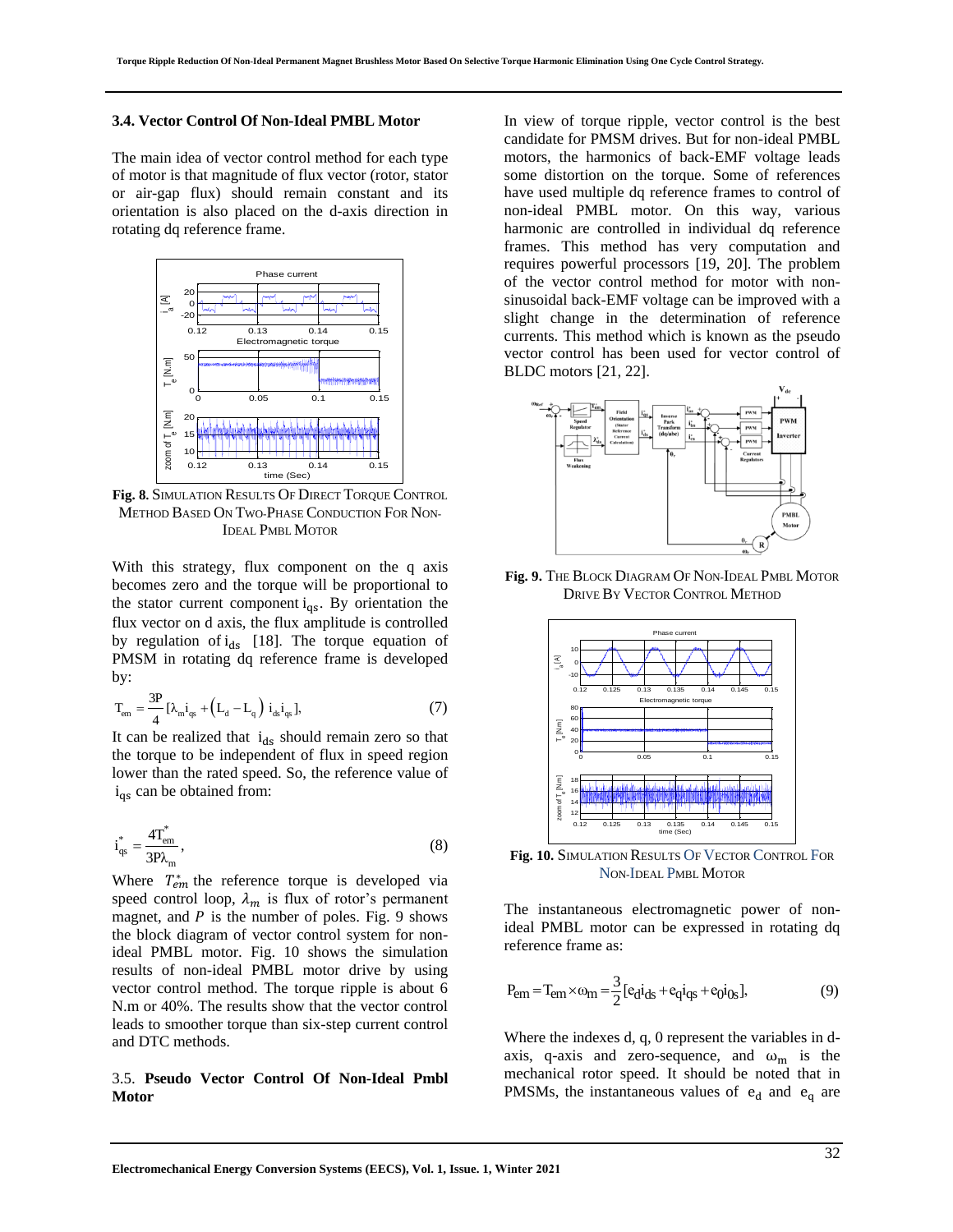### 3.4. Vector Control Of Non-Ideal PMBL Motor

The main idea of vector control method for each type of motor is that magnitude of flux vector (rotor, stator or air-gap flux) should remain constant and its orientation is also placed on the d-axis direction in rotating dq reference frame.

**Fig. 8.** Simulation Results Of Direct Torque Control Method Based On Two-Phase Conduction For Non-Ideal PMBL Motor

With this strategy, flux component on the q axis becomes zero and the torque will be proportional to the stator current component $i_{qs}$. By orientation the flux vector on d axis, the flux amplitude is controlled by regulation of $i_{ds}$ [18]. The torque equation of PMSM in rotating dq reference frame is developed by:

$$T_{em} = \frac{3P}{4}[\lambda_m i_{qs} + \left(L_d - L_q\right) i_{ds} i_{qs}], \tag{7}$$

It can be realized that $i_{ds}$ should remain zero so that the torque to be independent of flux in speed region lower than the rated speed. So, the reference value of $i_{qs}$ can be obtained from:

$$i_{qs}^{*} = \frac{4T_{em}^{*}}{3P\lambda_m}, \tag{8}$$

Where $T_{em}^{*}$ the reference torque is developed via speed control loop, $\lambda_m$ is flux of rotor's permanent magnet, and $P$ is the number of poles. Fig. 9 shows the block diagram of vector control system for non-ideal PMBL motor. Fig. 10 shows the simulation results of non-ideal PMBL motor drive by using vector control method. The torque ripple is about 6 N.m or 40%. The results show that the vector control leads to smoother torque than six-step current control and DTC methods.

### 3.5. Pseudo Vector Control Of Non-Ideal Pmbl Motor

In view of torque ripple, vector control is the best candidate for PMSM drives. But for non-ideal PMBL motors, the harmonics of back-EMF voltage leads some distortion on the torque. Some of references have used multiple dq reference frames to control of non-ideal PMBL motor. On this way, various harmonic are controlled in individual dq reference frames. This method has very computation and requires powerful processors [19, 20]. The problem of the vector control method for motor with non-sinusoidal back-EMF voltage can be improved with a slight change in the determination of reference currents. This method which is known as the pseudo vector control has been used for vector control of BLDC motors [21, 22].

**Fig. 9.** The Block Diagram Of Non-Ideal PMBL Motor Drive By Vector Control Method

**Fig. 10.** Simulation Results Of Vector Control For Non-Ideal PMBL Motor

The instantaneous electromagnetic power of non-ideal PMBL motor can be expressed in rotating dq reference frame as:

$$P_{em} = T_{em} \times \omega_m = \frac{3}{2}[e_d i_{ds} + e_q i_{qs} + e_0 i_{0s}], \tag{9}$$

Where the indexes d, q, 0 represent the variables in d-axis, q-axis and zero-sequence, and $\omega_m$ is the mechanical rotor speed. It should be noted that in PMSMs, the instantaneous values of $e_d$ and $e_q$ are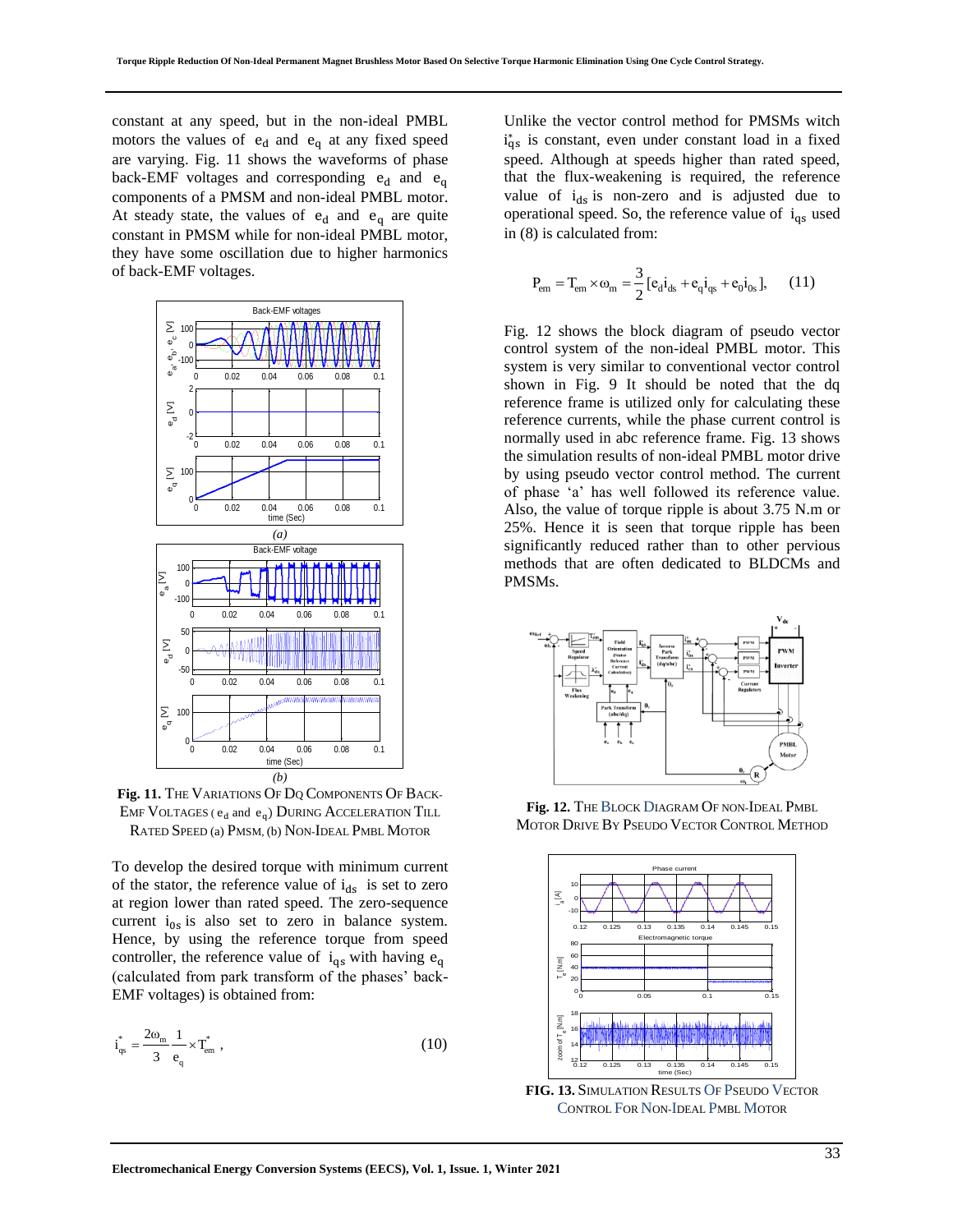constant at any speed, but in the non-ideal PMBL motors the values of $e_d$ and $e_q$ at any fixed speed are varying. Fig. 11 shows the waveforms of phase back-EMF voltages and corresponding $e_d$ and $e_q$ components of a PMSM and non-ideal PMBL motor. At steady state, the values of $e_d$ and $e_q$ are quite constant in PMSM while for non-ideal PMBL motor, they have some oscillation due to higher harmonics of back-EMF voltages.

**Fig. 11.** THE VARIATIONS OF DQ COMPONENTS OF BACK-EMF VOLTAGES ( $e_d$ and $e_q$) DURING ACCELERATION TILL RATED SPEED (a) PMSM, (b) NON-IDEAL PMBL MOTOR

To develop the desired torque with minimum current of the stator, the reference value of $i_{ds}$ is set to zero at region lower than rated speed. The zero-sequence current $i_{0s}$ is also set to zero in balance system. Hence, by using the reference torque from speed controller, the reference value of $i_{qs}$ with having $e_q$ (calculated from park transform of the phases' back-EMF voltages) is obtained from:

$$i_{qs}^{*} = \frac{2\omega_m}{3}\frac{1}{e_q} \times T_{em}^{*} , \tag{10}$$

Unlike the vector control method for PMSMs witch $i_{qs}^{*}$ is constant, even under constant load in a fixed speed. Although at speeds higher than rated speed, that the flux-weakening is required, the reference value of $i_{ds}$ is non-zero and is adjusted due to operational speed. So, the reference value of $i_{qs}$ used in (8) is calculated from:

$$P_{em} = T_{em} \times \omega_m = \frac{3}{2}[e_d i_{ds} + e_q i_{qs} + e_0 i_{0s}], \tag{11}$$

Fig. 12 shows the block diagram of pseudo vector control system of the non-ideal PMBL motor. This system is very similar to conventional vector control shown in Fig. 9 It should be noted that the dq reference frame is utilized only for calculating these reference currents, while the phase current control is normally used in abc reference frame. Fig. 13 shows the simulation results of non-ideal PMBL motor drive by using pseudo vector control method. The current of phase 'a' has well followed its reference value. Also, the value of torque ripple is about 3.75 N.m or 25%. Hence it is seen that torque ripple has been significantly reduced rather than to other pervious methods that are often dedicated to BLDCMs and PMSMs.

**Fig. 12.** THE BLOCK DIAGRAM OF NON-IDEAL PMBL MOTOR DRIVE BY PSEUDO VECTOR CONTROL METHOD

**FIG. 13.** SIMULATION RESULTS OF PSEUDO VECTOR CONTROL FOR NON-IDEAL PMBL MOTOR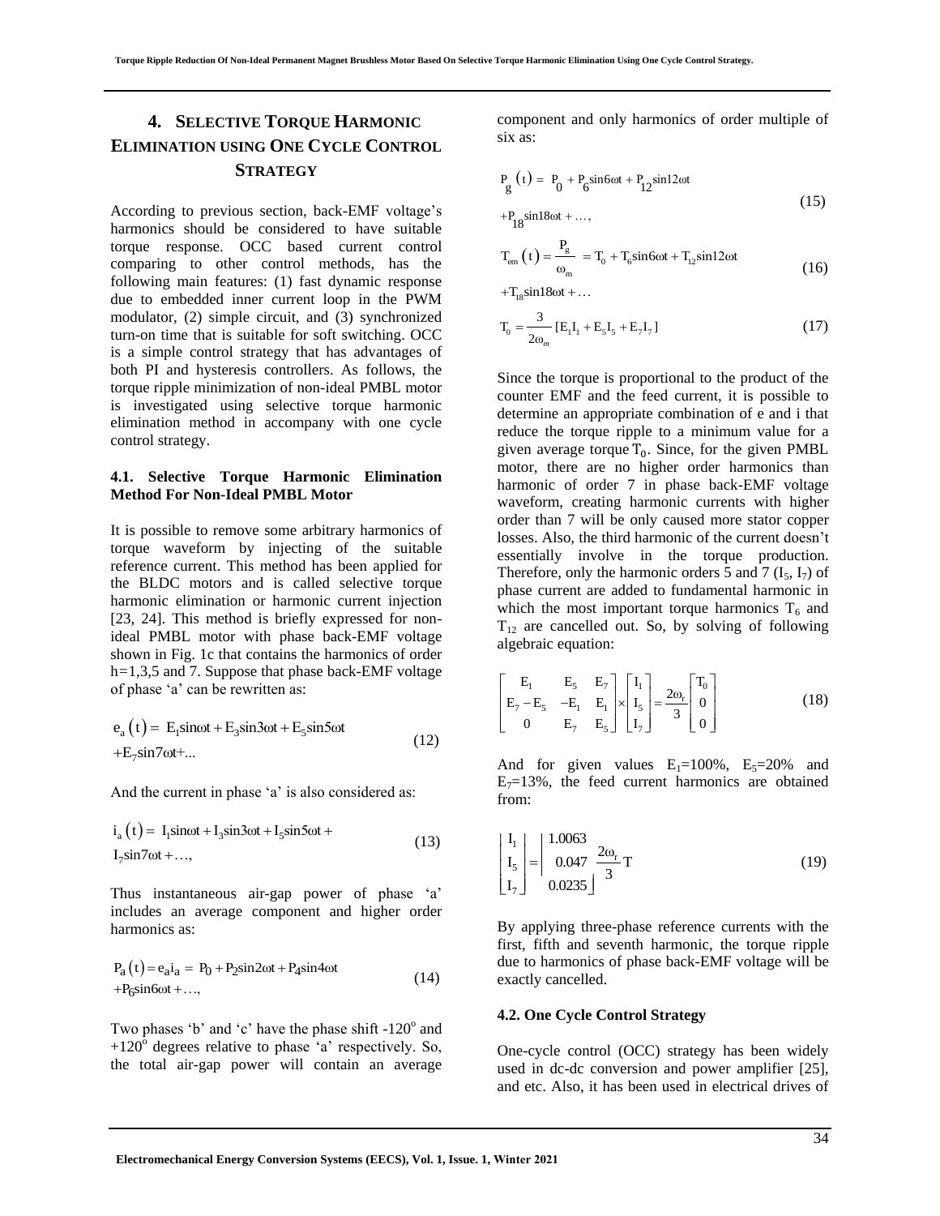## 4. SELECTIVE TORQUE HARMONIC ELIMINATION USING ONE CYCLE CONTROL STRATEGY

According to previous section, back-EMF voltage's harmonics should be considered to have suitable torque response. OCC based current control comparing to other control methods, has the following main features: (1) fast dynamic response due to embedded inner current loop in the PWM modulator, (2) simple circuit, and (3) synchronized turn-on time that is suitable for soft switching. OCC is a simple control strategy that has advantages of both PI and hysteresis controllers. As follows, the torque ripple minimization of non-ideal PMBL motor is investigated using selective torque harmonic elimination method in accompany with one cycle control strategy.

### 4.1. Selective Torque Harmonic Elimination Method For Non-Ideal PMBL Motor

It is possible to remove some arbitrary harmonics of torque waveform by injecting of the suitable reference current. This method has been applied for the BLDC motors and is called selective torque harmonic elimination or harmonic current injection [23, 24]. This method is briefly expressed for non-ideal PMBL motor with phase back-EMF voltage shown in Fig. 1c that contains the harmonics of order h=1,3,5 and 7. Suppose that phase back-EMF voltage of phase 'a' can be rewritten as:

$$e_a(t) = E_1 \sin\omega t + E_3 \sin 3\omega t + E_5 \sin 5\omega t + E_7 \sin 7\omega t + ... \tag{12}$$

And the current in phase 'a' is also considered as:

$$i_a(t) = I_1 \sin\omega t + I_3 \sin 3\omega t + I_5 \sin 5\omega t + I_7 \sin 7\omega t + \ldots, \tag{13}$$

Thus instantaneous air-gap power of phase 'a' includes an average component and higher order harmonics as:

$$P_a(t) = e_a i_a = P_0 + P_2 \sin 2\omega t + P_4 \sin 4\omega t + P_6 \sin 6\omega t + \ldots, \tag{14}$$

Two phases 'b' and 'c' have the phase shift -120° and +120° degrees relative to phase 'a' respectively. So, the total air-gap power will contain an average component and only harmonics of order multiple of six as:

$$P_g(t) = P_0 + P_6 \sin 6\omega t + P_{12} \sin 12\omega t + P_{18} \sin 18\omega t + \ldots, \tag{15}$$

$$T_{em}(t) = \frac{P_g}{\omega_m} = T_0 + T_6 \sin 6\omega t + T_{12} \sin 12\omega t + T_{18} \sin 18\omega t + \ldots \tag{16}$$

$$T_0 = \frac{3}{2\omega_m}[E_1 I_1 + E_5 I_5 + E_7 I_7] \tag{17}$$

Since the torque is proportional to the product of the counter EMF and the feed current, it is possible to determine an appropriate combination of e and i that reduce the torque ripple to a minimum value for a given average torque $T_0$. Since, for the given PMBL motor, there are no higher order harmonics than harmonic of order 7 in phase back-EMF voltage waveform, creating harmonic currents with higher order than 7 will be only caused more stator copper losses. Also, the third harmonic of the current doesn't essentially involve in the torque production. Therefore, only the harmonic orders 5 and 7 ($I_5$, $I_7$) of phase current are added to fundamental harmonic in which the most important torque harmonics $T_6$ and $T_{12}$ are cancelled out. So, by solving of following algebraic equation:

$$\begin{bmatrix} E_1 & E_5 & E_7 \\ E_7 - E_5 & -E_1 & E_1 \\ 0 & E_7 & E_5 \end{bmatrix} \times \begin{bmatrix} I_1 \\ I_5 \\ I_7 \end{bmatrix} = \frac{2\omega_r}{3} \begin{bmatrix} T_0 \\ 0 \\ 0 \end{bmatrix} \tag{18}$$

And for given values $E_1$=100%, $E_5$=20% and $E_7$=13%, the feed current harmonics are obtained from:

$$\begin{bmatrix} I_1 \\ I_5 \\ I_7 \end{bmatrix} = \begin{vmatrix} 1.0063 \\ 0.047 \\ 0.0235 \end{vmatrix} \frac{2\omega_r}{3} T \tag{19}$$

By applying three-phase reference currents with the first, fifth and seventh harmonic, the torque ripple due to harmonics of phase back-EMF voltage will be exactly cancelled.

### 4.2. One Cycle Control Strategy

One-cycle control (OCC) strategy has been widely used in dc-dc conversion and power amplifier [25], and etc. Also, it has been used in electrical drives of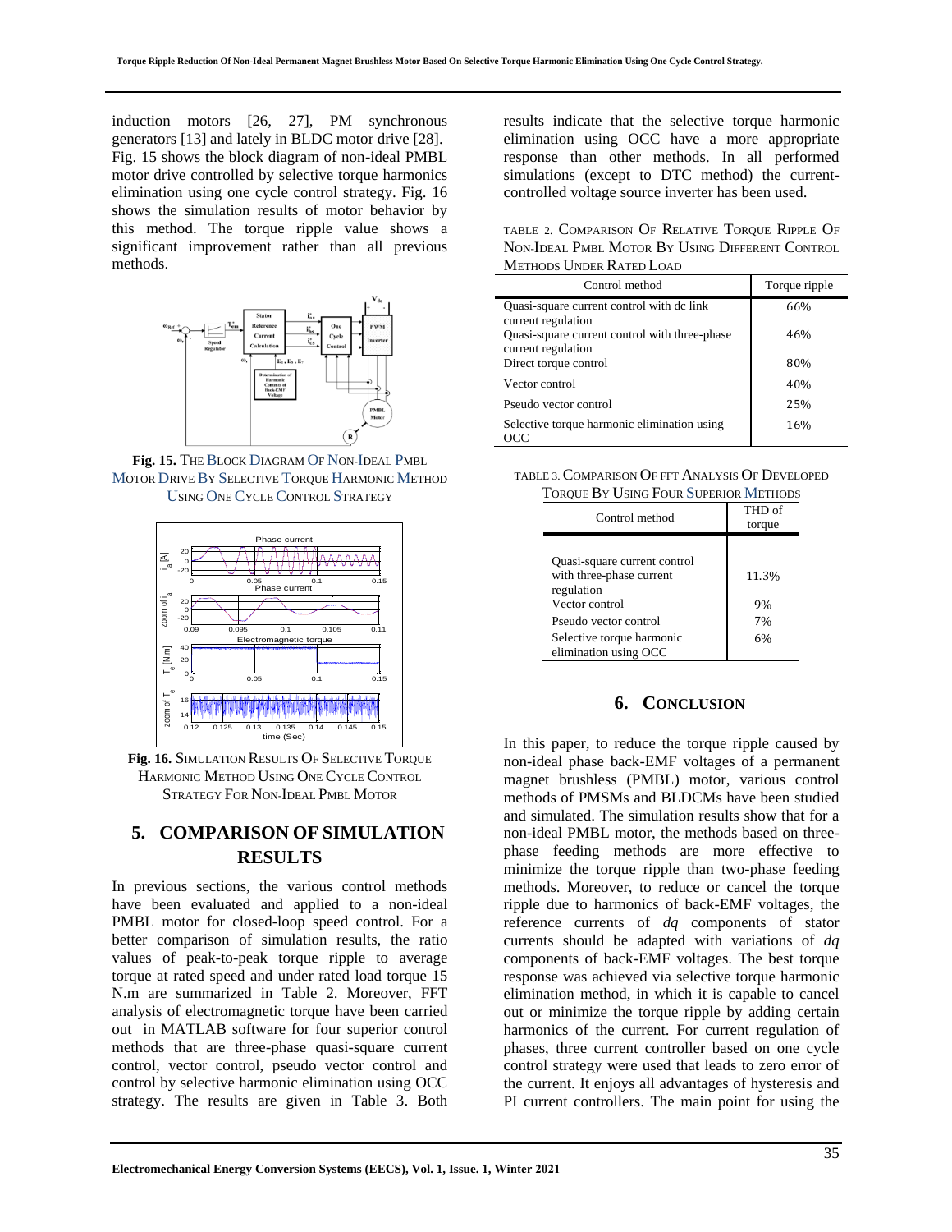induction motors [26, 27], PM synchronous generators [13] and lately in BLDC motor drive [28]. Fig. 15 shows the block diagram of non-ideal PMBL motor drive controlled by selective torque harmonics elimination using one cycle control strategy. Fig. 16 shows the simulation results of motor behavior by this method. The torque ripple value shows a significant improvement rather than all previous methods.

**Fig. 15.** The Block Diagram Of Non-Ideal PMBL Motor Drive By Selective Torque Harmonic Method Using One Cycle Control Strategy

**Fig. 16.** Simulation Results Of Selective Torque Harmonic Method Using One Cycle Control Strategy For Non-Ideal PMBL Motor

## 5. COMPARISON OF SIMULATION RESULTS

In previous sections, the various control methods have been evaluated and applied to a non-ideal PMBL motor for closed-loop speed control. For a better comparison of simulation results, the ratio values of peak-to-peak torque ripple to average torque at rated speed and under rated load torque 15 N.m are summarized in Table 2. Moreover, FFT analysis of electromagnetic torque have been carried out in MATLAB software for four superior control methods that are three-phase quasi-square current control, vector control, pseudo vector control and control by selective harmonic elimination using OCC strategy. The results are given in Table 3. Both results indicate that the selective torque harmonic elimination using OCC have a more appropriate response than other methods. In all performed simulations (except to DTC method) the current-controlled voltage source inverter has been used.

Table 2. Comparison Of Relative Torque Ripple Of Non-Ideal PMBL Motor By Using Different Control Methods Under Rated Load

| Control method | Torque ripple |
|---|---|
| Quasi-square current control with dc link current regulation | 66% |
| Quasi-square current control with three-phase current regulation | 46% |
| Direct torque control | 80% |
| Vector control | 40% |
| Pseudo vector control | 25% |
| Selective torque harmonic elimination using OCC | 16% |

Table 3. Comparison Of FFT Analysis Of Developed Torque By Using Four Superior Methods

| Control method | THD of torque |
|---|---|
| Quasi-square current control with three-phase current regulation | 11.3% |
| Vector control | 9% |
| Pseudo vector control | 7% |
| Selective torque harmonic elimination using OCC | 6% |

## 6. Conclusion

In this paper, to reduce the torque ripple caused by non-ideal phase back-EMF voltages of a permanent magnet brushless (PMBL) motor, various control methods of PMSMs and BLDCMs have been studied and simulated. The simulation results show that for a non-ideal PMBL motor, the methods based on three-phase feeding methods are more effective to minimize the torque ripple than two-phase feeding methods. Moreover, to reduce or cancel the torque ripple due to harmonics of back-EMF voltages, the reference currents of *dq* components of stator currents should be adapted with variations of *dq* components of back-EMF voltages. The best torque response was achieved via selective torque harmonic elimination method, in which it is capable to cancel out or minimize the torque ripple by adding certain harmonics of the current. For current regulation of phases, three current controller based on one cycle control strategy were used that leads to zero error of the current. It enjoys all advantages of hysteresis and PI current controllers. The main point for using the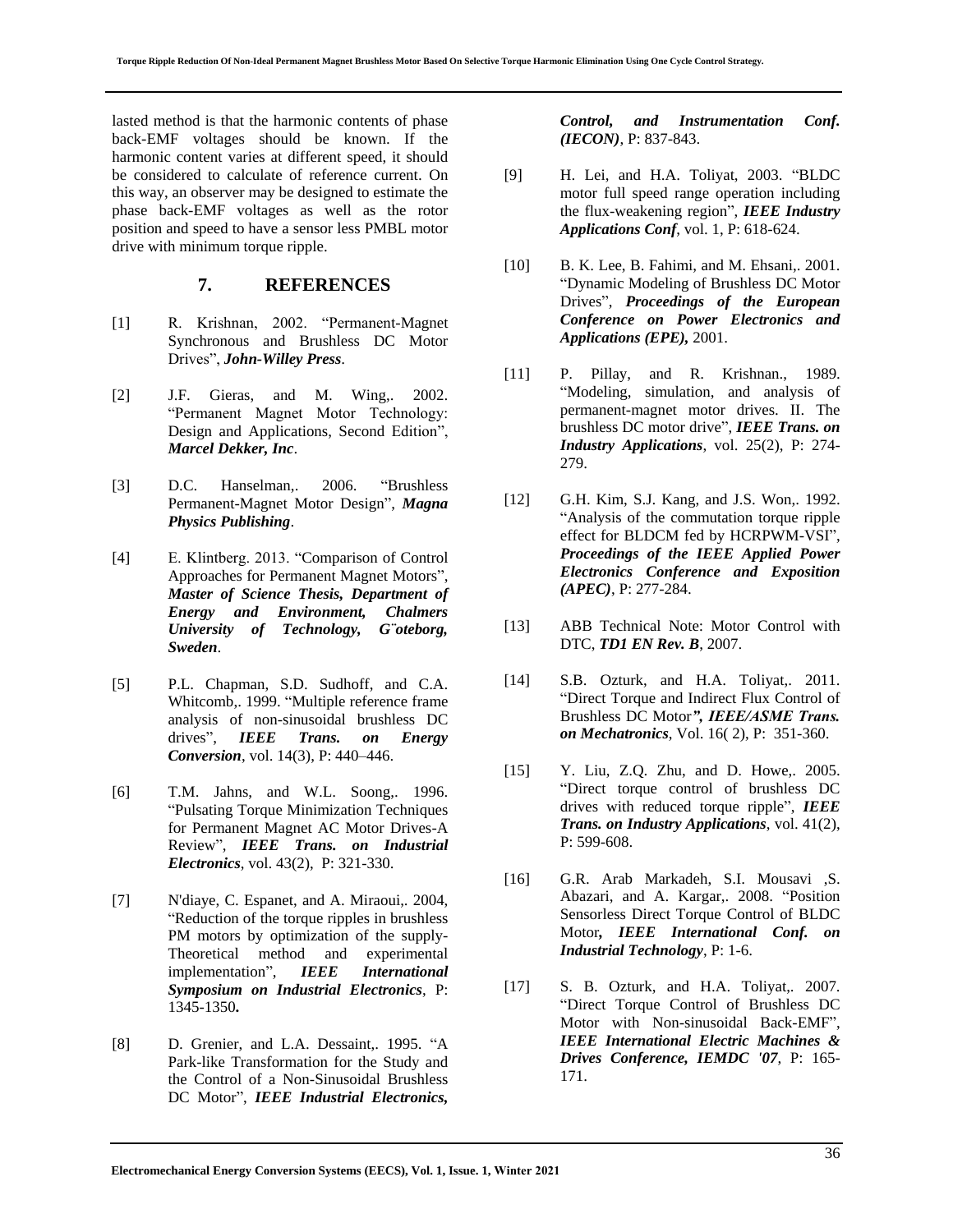lasted method is that the harmonic contents of phase back-EMF voltages should be known. If the harmonic content varies at different speed, it should be considered to calculate of reference current. On this way, an observer may be designed to estimate the phase back-EMF voltages as well as the rotor position and speed to have a sensor less PMBL motor drive with minimum torque ripple.

## 7. REFERENCES

[1] R. Krishnan, 2002. "Permanent-Magnet Synchronous and Brushless DC Motor Drives", ***John-Willey Press***.

[2] J.F. Gieras, and M. Wing,. 2002. "Permanent Magnet Motor Technology: Design and Applications, Second Edition", ***Marcel Dekker, Inc***.

[3] D.C. Hanselman,. 2006. "Brushless Permanent-Magnet Motor Design", ***Magna Physics Publishing***.

[4] E. Klintberg. 2013. "Comparison of Control Approaches for Permanent Magnet Motors", ***Master of Science Thesis, Department of Energy and Environment, Chalmers University of Technology, G¨oteborg, Sweden***.

[5] P.L. Chapman, S.D. Sudhoff, and C.A. Whitcomb,. 1999. "Multiple reference frame analysis of non-sinusoidal brushless DC drives", ***IEEE Trans. on Energy Conversion***, vol. 14(3), P: 440–446.

[6] T.M. Jahns, and W.L. Soong,. 1996. "Pulsating Torque Minimization Techniques for Permanent Magnet AC Motor Drives-A Review", ***IEEE Trans. on Industrial Electronics***, vol. 43(2), P: 321-330.

[7] N'diaye, C. Espanet, and A. Miraoui,. 2004, "Reduction of the torque ripples in brushless PM motors by optimization of the supply-Theoretical method and experimental implementation", ***IEEE International Symposium on Industrial Electronics***, P: 1345-1350**.**

[8] D. Grenier, and L.A. Dessaint,. 1995. "A Park-like Transformation for the Study and the Control of a Non-Sinusoidal Brushless DC Motor", ***IEEE Industrial Electronics, Control, and Instrumentation Conf. (IECON)***, P: 837-843.

[9] H. Lei, and H.A. Toliyat, 2003. "BLDC motor full speed range operation including the flux-weakening region", ***IEEE Industry Applications Conf***, vol. 1, P: 618-624.

[10] B. K. Lee, B. Fahimi, and M. Ehsani,. 2001. "Dynamic Modeling of Brushless DC Motor Drives", ***Proceedings of the European Conference on Power Electronics and Applications (EPE),*** 2001.

[11] P. Pillay, and R. Krishnan., 1989. "Modeling, simulation, and analysis of permanent-magnet motor drives. II. The brushless DC motor drive", ***IEEE Trans. on Industry Applications***, vol. 25(2), P: 274-279.

[12] G.H. Kim, S.J. Kang, and J.S. Won,. 1992. "Analysis of the commutation torque ripple effect for BLDCM fed by HCRPWM-VSI", ***Proceedings of the IEEE Applied Power Electronics Conference and Exposition (APEC)***, P: 277-284.

[13] ABB Technical Note: Motor Control with DTC, ***TD1 EN Rev. B***, 2007.

[14] S.B. Ozturk, and H.A. Toliyat,. 2011. "Direct Torque and Indirect Flux Control of Brushless DC Motor***", IEEE/ASME Trans. on Mechatronics***, Vol. 16( 2), P: 351-360.

[15] Y. Liu, Z.Q. Zhu, and D. Howe,. 2005. "Direct torque control of brushless DC drives with reduced torque ripple", ***IEEE Trans. on Industry Applications***, vol. 41(2), P: 599-608.

[16] G.R. Arab Markadeh, S.I. Mousavi ,S. Abazari, and A. Kargar,. 2008. "Position Sensorless Direct Torque Control of BLDC Motor***, IEEE International Conf. on Industrial Technology***, P: 1-6.

[17] S. B. Ozturk, and H.A. Toliyat,. 2007. "Direct Torque Control of Brushless DC Motor with Non-sinusoidal Back-EMF", ***IEEE International Electric Machines & Drives Conference, IEMDC '07***, P: 165-171.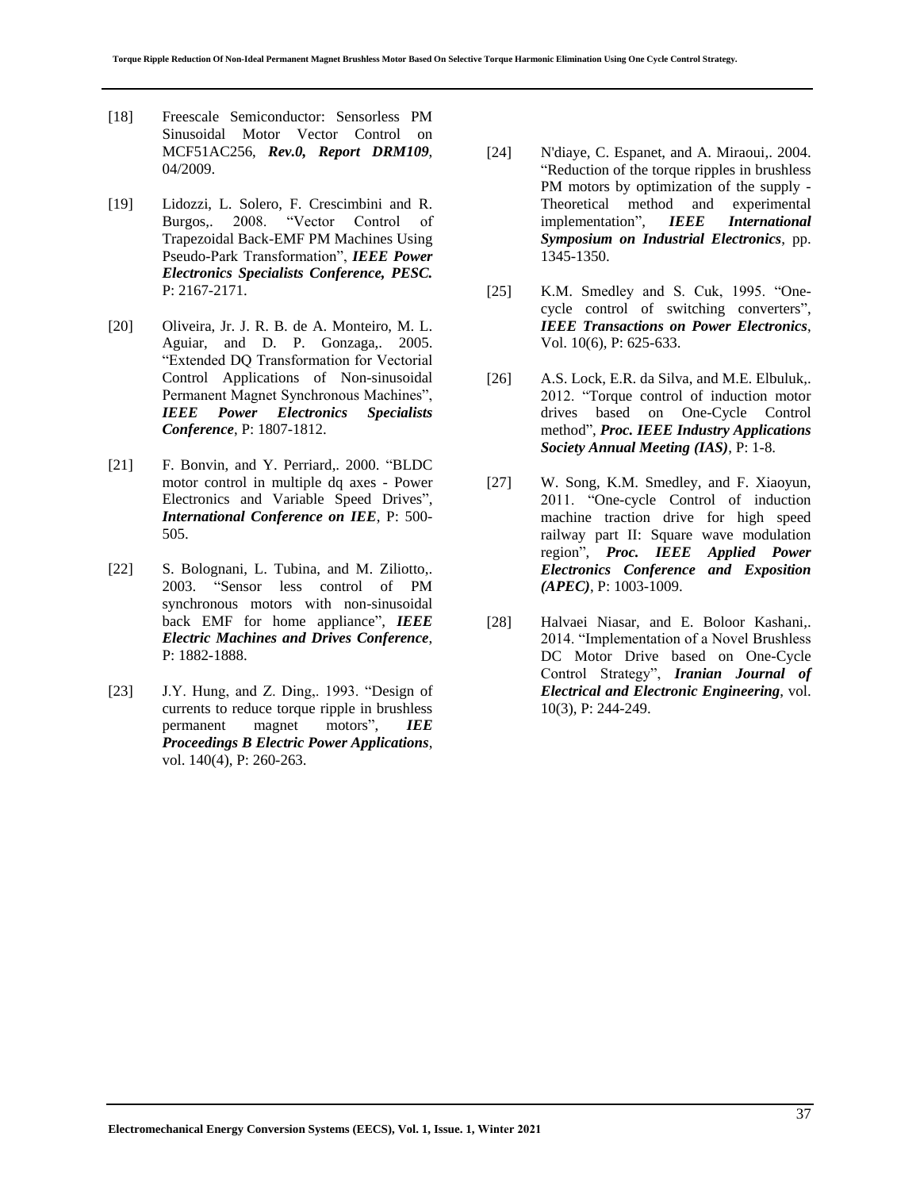[18] Freescale Semiconductor: Sensorless PM Sinusoidal Motor Vector Control on MCF51AC256, ***Rev.0, Report DRM109***, 04/2009.

[19] Lidozzi, L. Solero, F. Crescimbini and R. Burgos,. 2008. "Vector Control of Trapezoidal Back-EMF PM Machines Using Pseudo-Park Transformation", ***IEEE Power Electronics Specialists Conference, PESC.*** P: 2167-2171.

[20] Oliveira, Jr. J. R. B. de A. Monteiro, M. L. Aguiar, and D. P. Gonzaga,. 2005. "Extended DQ Transformation for Vectorial Control Applications of Non-sinusoidal Permanent Magnet Synchronous Machines", ***IEEE Power Electronics Specialists Conference***, P: 1807-1812.

[21] F. Bonvin, and Y. Perriard,. 2000. "BLDC motor control in multiple dq axes - Power Electronics and Variable Speed Drives", ***International Conference on IEE***, P: 500-505.

[22] S. Bolognani, L. Tubina, and M. Ziliotto,. 2003. "Sensor less control of PM synchronous motors with non-sinusoidal back EMF for home appliance", ***IEEE Electric Machines and Drives Conference***, P: 1882-1888.

[23] J.Y. Hung, and Z. Ding,. 1993. "Design of currents to reduce torque ripple in brushless permanent magnet motors", ***IEE Proceedings B Electric Power Applications***, vol. 140(4), P: 260-263.

[24] N'diaye, C. Espanet, and A. Miraoui,. 2004. "Reduction of the torque ripples in brushless PM motors by optimization of the supply - Theoretical method and experimental implementation", ***IEEE International Symposium on Industrial Electronics***, pp. 1345-1350.

[25] K.M. Smedley and S. Cuk, 1995. "One-cycle control of switching converters", ***IEEE Transactions on Power Electronics***, Vol. 10(6), P: 625-633.

[26] A.S. Lock, E.R. da Silva, and M.E. Elbuluk,. 2012. "Torque control of induction motor drives based on One-Cycle Control method", ***Proc. IEEE Industry Applications Society Annual Meeting (IAS)***, P: 1-8.

[27] W. Song, K.M. Smedley, and F. Xiaoyun, 2011. "One-cycle Control of induction machine traction drive for high speed railway part II: Square wave modulation region", ***Proc. IEEE Applied Power Electronics Conference and Exposition (APEC)***, P: 1003-1009.

[28] Halvaei Niasar, and E. Boloor Kashani,. 2014. "Implementation of a Novel Brushless DC Motor Drive based on One-Cycle Control Strategy", ***Iranian Journal of Electrical and Electronic Engineering***, vol. 10(3), P: 244-249.